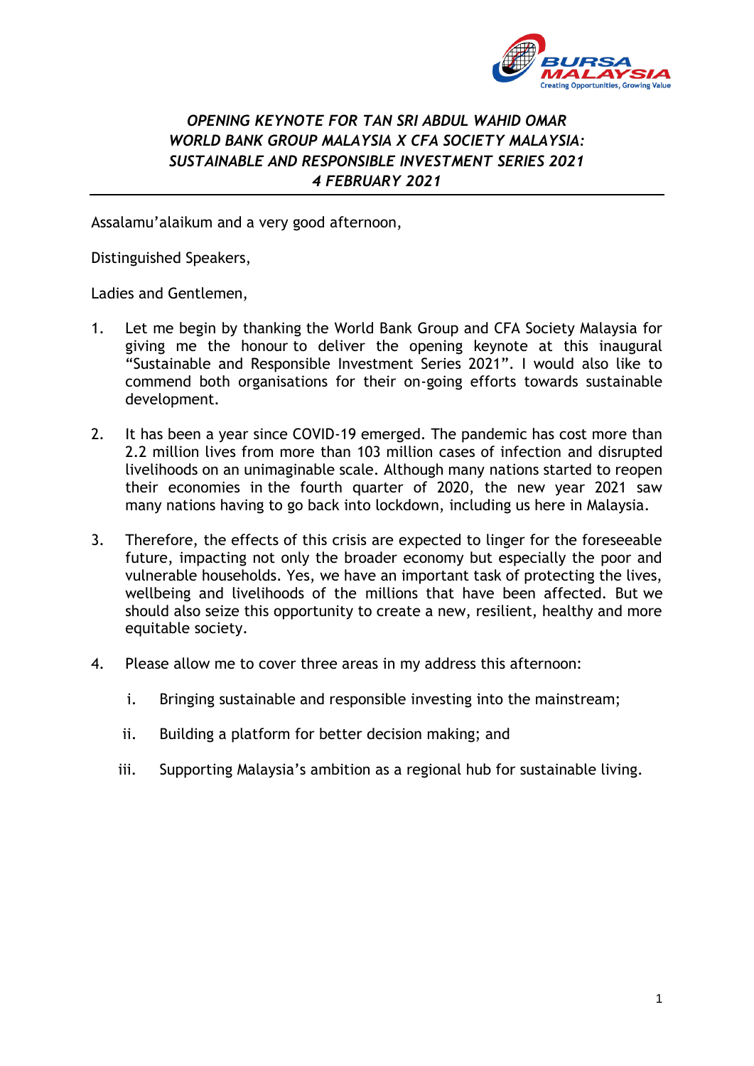*OPENING KEYNOTE FOR TAN SRI ABDUL WAHID OMAR*
*WORLD BANK GROUP MALAYSIA X CFA SOCIETY MALAYSIA:*
*SUSTAINABLE AND RESPONSIBLE INVESTMENT SERIES 2021*
*4 FEBRUARY 2021*

---

Assalamu'alaikum and a very good afternoon,

Distinguished Speakers,

Ladies and Gentlemen,

1. Let me begin by thanking the World Bank Group and CFA Society Malaysia for giving me the honour to deliver the opening keynote at this inaugural "Sustainable and Responsible Investment Series 2021". I would also like to commend both organisations for their on-going efforts towards sustainable development.

2. It has been a year since COVID-19 emerged. The pandemic has cost more than 2.2 million lives from more than 103 million cases of infection and disrupted livelihoods on an unimaginable scale. Although many nations started to reopen their economies in the fourth quarter of 2020, the new year 2021 saw many nations having to go back into lockdown, including us here in Malaysia.

3. Therefore, the effects of this crisis are expected to linger for the foreseeable future, impacting not only the broader economy but especially the poor and vulnerable households. Yes, we have an important task of protecting the lives, wellbeing and livelihoods of the millions that have been affected. But we should also seize this opportunity to create a new, resilient, healthy and more equitable society.

4. Please allow me to cover three areas in my address this afternoon:

   i. Bringing sustainable and responsible investing into the mainstream;

   ii. Building a platform for better decision making; and

   iii. Supporting Malaysia's ambition as a regional hub for sustainable living.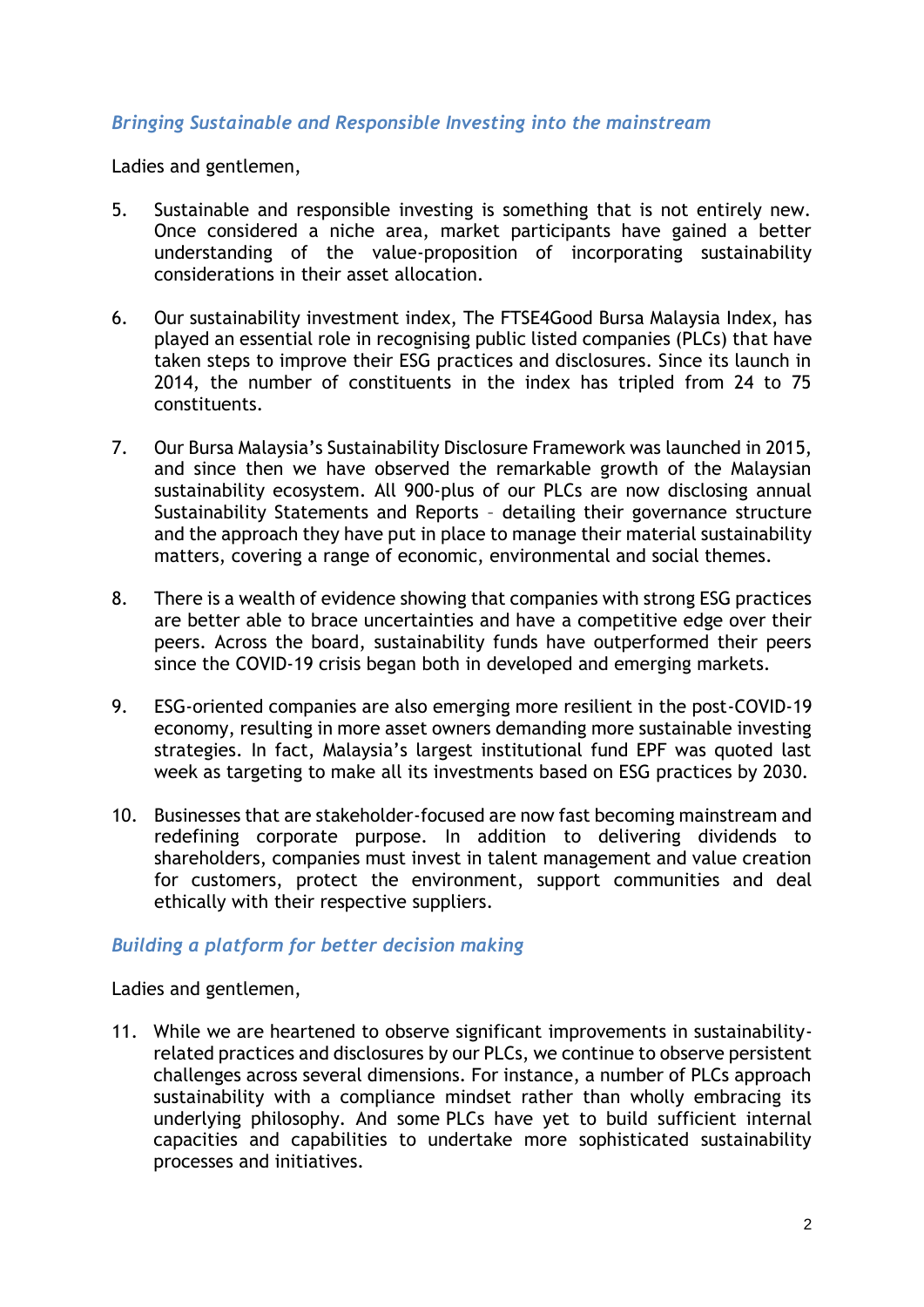### *Bringing Sustainable and Responsible Investing into the mainstream*

Ladies and gentlemen,

5. Sustainable and responsible investing is something that is not entirely new. Once considered a niche area, market participants have gained a better understanding of the value-proposition of incorporating sustainability considerations in their asset allocation.

6. Our sustainability investment index, The FTSE4Good Bursa Malaysia Index, has played an essential role in recognising public listed companies (PLCs) that have taken steps to improve their ESG practices and disclosures. Since its launch in 2014, the number of constituents in the index has tripled from 24 to 75 constituents.

7. Our Bursa Malaysia's Sustainability Disclosure Framework was launched in 2015, and since then we have observed the remarkable growth of the Malaysian sustainability ecosystem. All 900-plus of our PLCs are now disclosing annual Sustainability Statements and Reports – detailing their governance structure and the approach they have put in place to manage their material sustainability matters, covering a range of economic, environmental and social themes.

8. There is a wealth of evidence showing that companies with strong ESG practices are better able to brace uncertainties and have a competitive edge over their peers. Across the board, sustainability funds have outperformed their peers since the COVID-19 crisis began both in developed and emerging markets.

9. ESG-oriented companies are also emerging more resilient in the post-COVID-19 economy, resulting in more asset owners demanding more sustainable investing strategies. In fact, Malaysia's largest institutional fund EPF was quoted last week as targeting to make all its investments based on ESG practices by 2030.

10. Businesses that are stakeholder-focused are now fast becoming mainstream and redefining corporate purpose. In addition to delivering dividends to shareholders, companies must invest in talent management and value creation for customers, protect the environment, support communities and deal ethically with their respective suppliers.

### *Building a platform for better decision making*

Ladies and gentlemen,

11. While we are heartened to observe significant improvements in sustainability-related practices and disclosures by our PLCs, we continue to observe persistent challenges across several dimensions. For instance, a number of PLCs approach sustainability with a compliance mindset rather than wholly embracing its underlying philosophy. And some PLCs have yet to build sufficient internal capacities and capabilities to undertake more sophisticated sustainability processes and initiatives.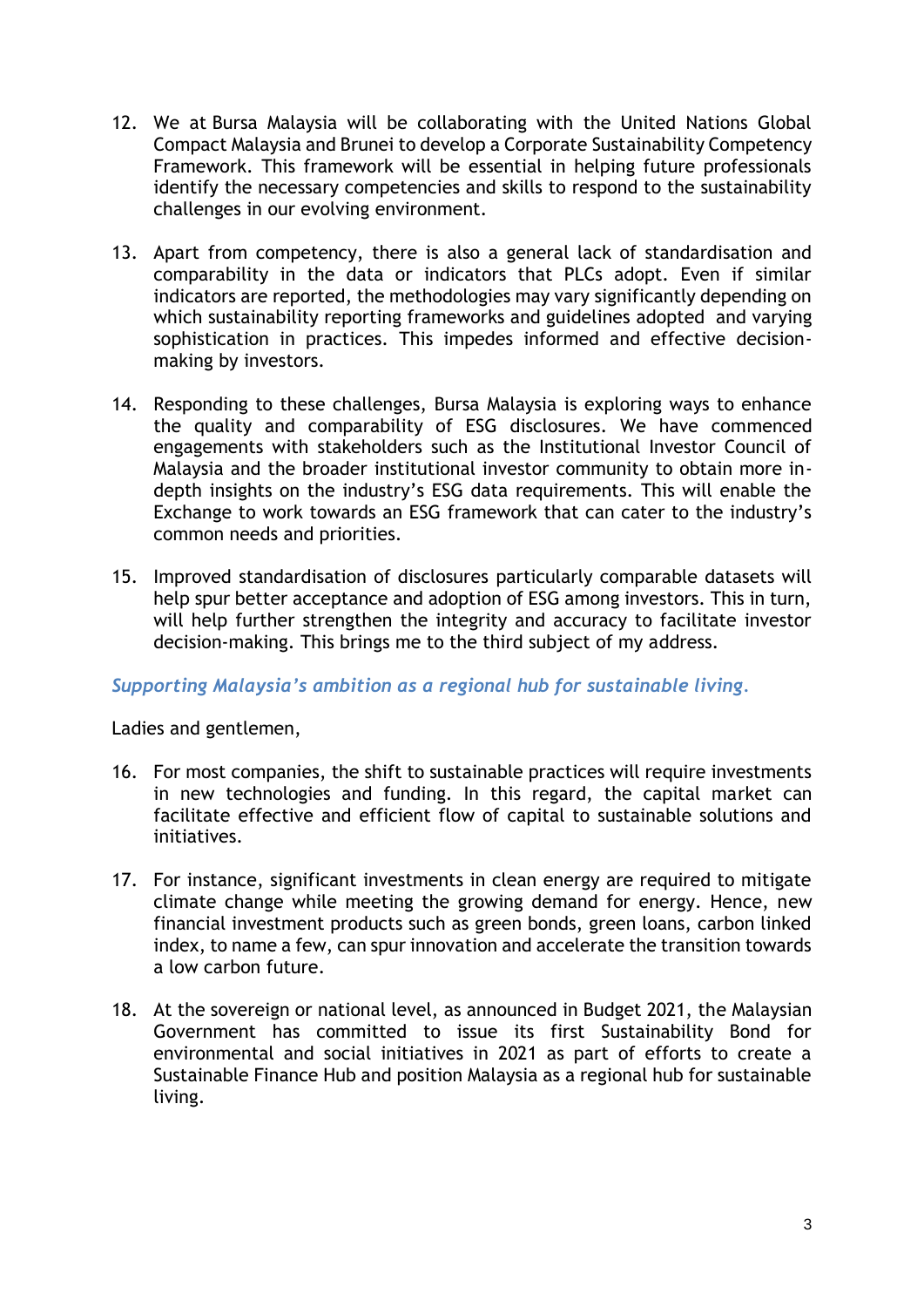12. We at Bursa Malaysia will be collaborating with the United Nations Global Compact Malaysia and Brunei to develop a Corporate Sustainability Competency Framework. This framework will be essential in helping future professionals identify the necessary competencies and skills to respond to the sustainability challenges in our evolving environment.

13. Apart from competency, there is also a general lack of standardisation and comparability in the data or indicators that PLCs adopt. Even if similar indicators are reported, the methodologies may vary significantly depending on which sustainability reporting frameworks and guidelines adopted and varying sophistication in practices. This impedes informed and effective decision-making by investors.

14. Responding to these challenges, Bursa Malaysia is exploring ways to enhance the quality and comparability of ESG disclosures. We have commenced engagements with stakeholders such as the Institutional Investor Council of Malaysia and the broader institutional investor community to obtain more in-depth insights on the industry's ESG data requirements. This will enable the Exchange to work towards an ESG framework that can cater to the industry's common needs and priorities.

15. Improved standardisation of disclosures particularly comparable datasets will help spur better acceptance and adoption of ESG among investors. This in turn, will help further strengthen the integrity and accuracy to facilitate investor decision-making. This brings me to the third subject of my address.

*Supporting Malaysia's ambition as a regional hub for sustainable living.*

Ladies and gentlemen,

16. For most companies, the shift to sustainable practices will require investments in new technologies and funding. In this regard, the capital market can facilitate effective and efficient flow of capital to sustainable solutions and initiatives.

17. For instance, significant investments in clean energy are required to mitigate climate change while meeting the growing demand for energy. Hence, new financial investment products such as green bonds, green loans, carbon linked index, to name a few, can spur innovation and accelerate the transition towards a low carbon future.

18. At the sovereign or national level, as announced in Budget 2021, the Malaysian Government has committed to issue its first Sustainability Bond for environmental and social initiatives in 2021 as part of efforts to create a Sustainable Finance Hub and position Malaysia as a regional hub for sustainable living.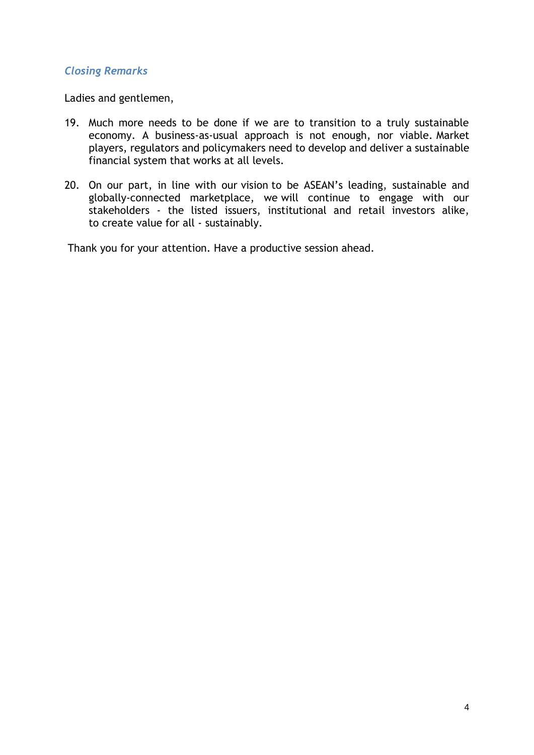### *Closing Remarks*

Ladies and gentlemen,

19. Much more needs to be done if we are to transition to a truly sustainable economy. A business-as-usual approach is not enough, nor viable. Market players, regulators and policymakers need to develop and deliver a sustainable financial system that works at all levels.

20. On our part, in line with our vision to be ASEAN's leading, sustainable and globally-connected marketplace, we will continue to engage with our stakeholders - the listed issuers, institutional and retail investors alike, to create value for all - sustainably.

Thank you for your attention. Have a productive session ahead.